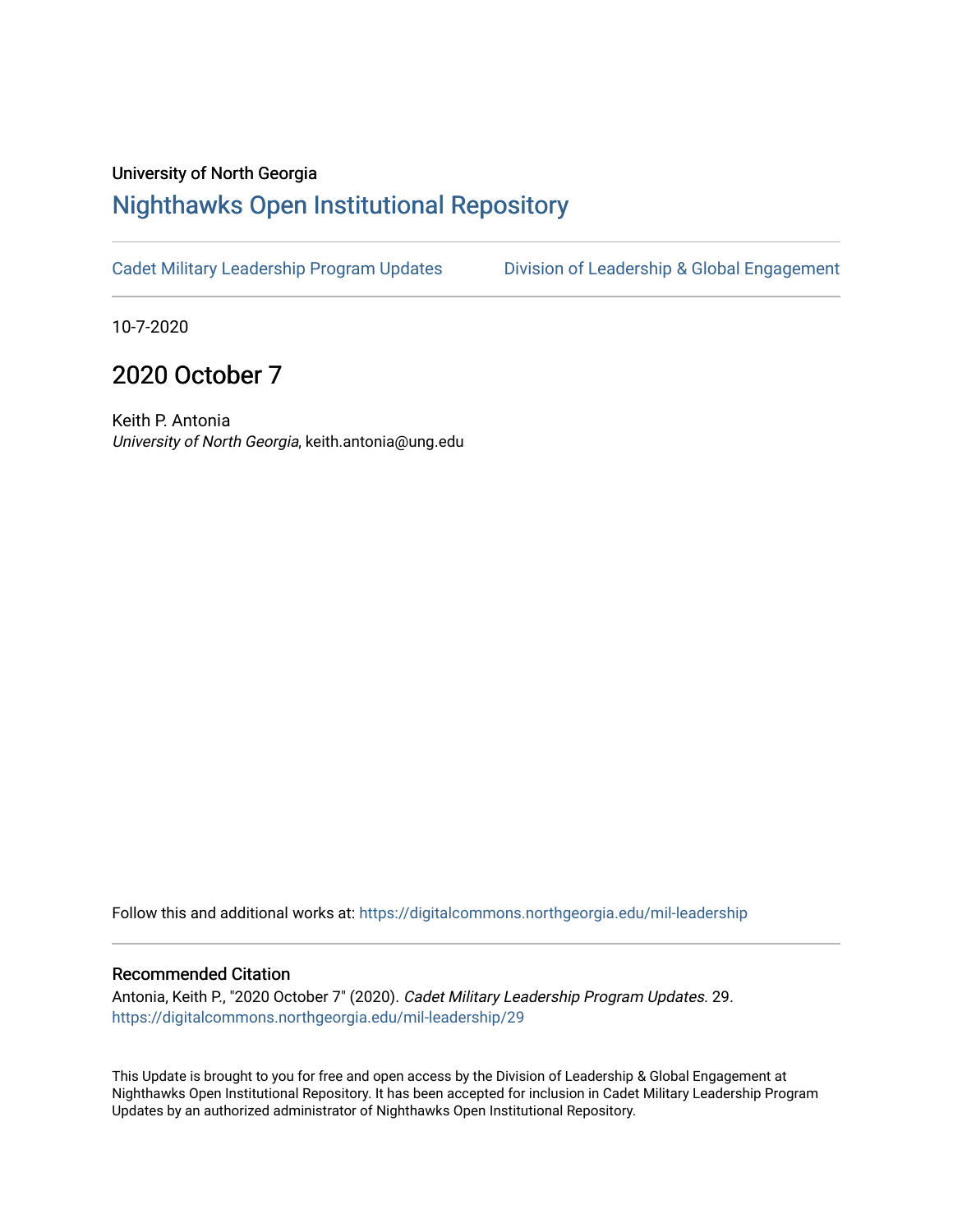University of North Georgia

# Nighthawks Open Institutional Repository

Cadet Military Leadership Program Updates    Division of Leadership & Global Engagement

10-7-2020

## 2020 October 7

Keith P. Antonia
*University of North Georgia*, keith.antonia@ung.edu

Follow this and additional works at: https://digitalcommons.northgeorgia.edu/mil-leadership

### Recommended Citation

Antonia, Keith P., "2020 October 7" (2020). *Cadet Military Leadership Program Updates*. 29.
https://digitalcommons.northgeorgia.edu/mil-leadership/29

This Update is brought to you for free and open access by the Division of Leadership & Global Engagement at Nighthawks Open Institutional Repository. It has been accepted for inclusion in Cadet Military Leadership Program Updates by an authorized administrator of Nighthawks Open Institutional Repository.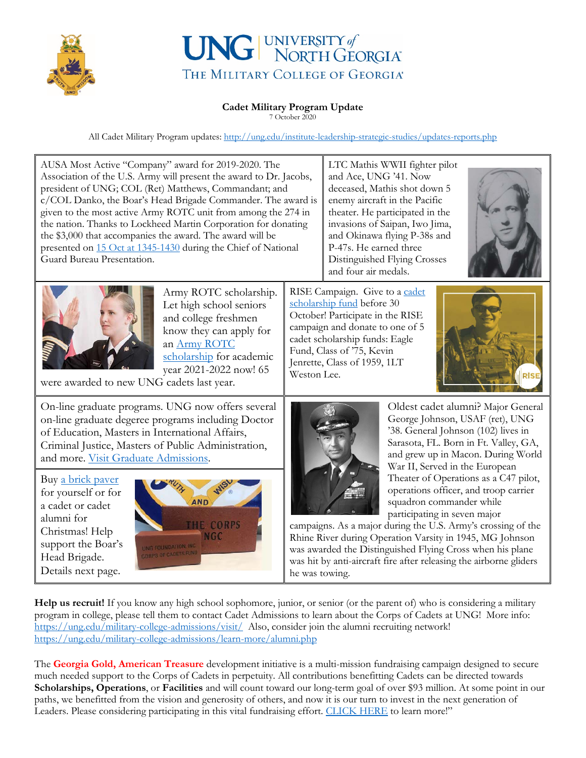**Cadet Military Program Update**
7 October 2020

All Cadet Military Program updates: http://ung.edu/institute-leadership-strategic-studies/updates-reports.php

AUSA Most Active "Company" award for 2019-2020. The Association of the U.S. Army will present the award to Dr. Jacobs, president of UNG; COL (Ret) Matthews, Commandant; and c/COL Danko, the Boar's Head Brigade Commander. The award is given to the most active Army ROTC unit from among the 274 in the nation. Thanks to Lockheed Martin Corporation for donating the $3,000 that accompanies the award. The award will be presented on 15 Oct at 1345-1430 during the Chief of National Guard Bureau Presentation.

LTC Mathis WWII fighter pilot and Ace, UNG '41. Now deceased, Mathis shot down 5 enemy aircraft in the Pacific theater. He participated in the invasions of Saipan, Iwo Jima, and Okinawa flying P-38s and P-47s. He earned three Distinguished Flying Crosses and four air medals.

Army ROTC scholarship. Let high school seniors and college freshmen know they can apply for an Army ROTC scholarship for academic year 2021-2022 now! 65 were awarded to new UNG cadets last year.

RISE Campaign. Give to a cadet scholarship fund before 30 October! Participate in the RISE campaign and donate to one of 5 cadet scholarship funds: Eagle Fund, Class of '75, Kevin Jenrette, Class of 1959, 1LT Weston Lee.

On-line graduate programs. UNG now offers several on-line graduate degeree programs including Doctor of Education, Masters in International Affairs, Criminal Justice, Masters of Public Administration, and more. Visit Graduate Admissions.

Buy a brick paver for yourself or for a cadet or cadet alumni for Christmas! Help support the Boar's Head Brigade. Details next page.

Oldest cadet alumni? Major General George Johnson, USAF (ret), UNG '38. General Johnson (102) lives in Sarasota, FL. Born in Ft. Valley, GA, and grew up in Macon. During World War II, Served in the European Theater of Operations as a C47 pilot, operations officer, and troop carrier squadron commander while participating in seven major campaigns. As a major during the U.S. Army's crossing of the Rhine River during Operation Varsity in 1945, MG Johnson was awarded the Distinguished Flying Cross when his plane was hit by anti-aircraft fire after releasing the airborne gliders he was towing.

**Help us recruit!** If you know any high school sophomore, junior, or senior (or the parent of) who is considering a military program in college, please tell them to contact Cadet Admissions to learn about the Corps of Cadets at UNG! More info: https://ung.edu/military-college-admissions/visit/ Also, consider join the alumni recruiting network! https://ung.edu/military-college-admissions/learn-more/alumni.php

The **Georgia Gold, American Treasure** development initiative is a multi-mission fundraising campaign designed to secure much needed support to the Corps of Cadets in perpetuity. All contributions benefitting Cadets can be directed towards **Scholarships, Operations**, or **Facilities** and will count toward our long-term goal of over $93 million. At some point in our paths, we benefitted from the vision and generosity of others, and now it is our turn to invest in the next generation of Leaders. Please considering participating in this vital fundraising effort. CLICK HERE to learn more!"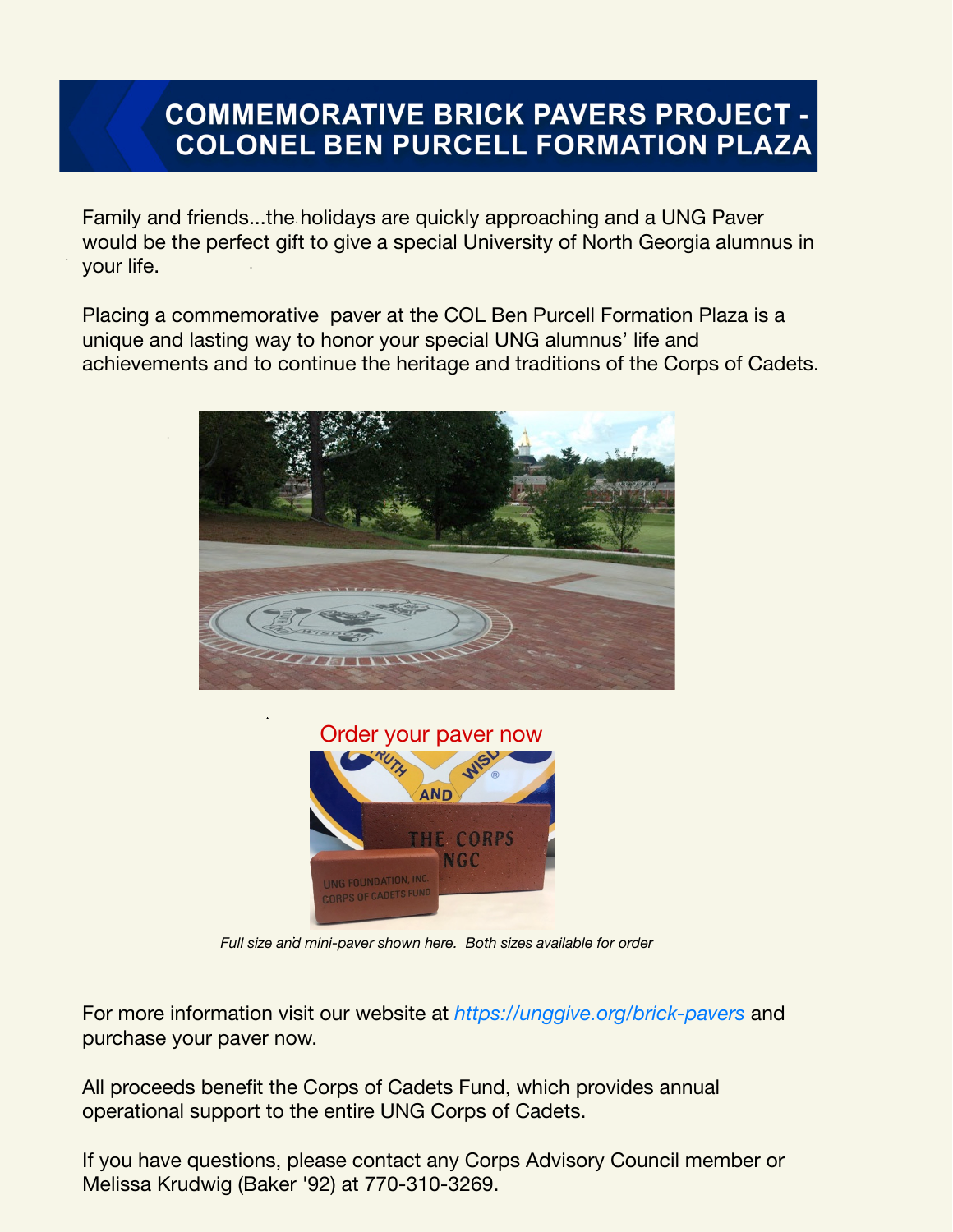# COMMEMORATIVE BRICK PAVERS PROJECT - COLONEL BEN PURCELL FORMATION PLAZA

Family and friends...the holidays are quickly approaching and a UNG Paver would be the perfect gift to give a special University of North Georgia alumnus in your life.

Placing a commemorative paver at the COL Ben Purcell Formation Plaza is a unique and lasting way to honor your special UNG alumnus' life and achievements and to continue the heritage and traditions of the Corps of Cadets.

Order your paver now

*Full size and mini-paver shown here. Both sizes available for order*

For more information visit our website at https://unggive.org/brick-pavers and purchase your paver now.

All proceeds benefit the Corps of Cadets Fund, which provides annual operational support to the entire UNG Corps of Cadets.

If you have questions, please contact any Corps Advisory Council member or Melissa Krudwig (Baker '92) at 770-310-3269.